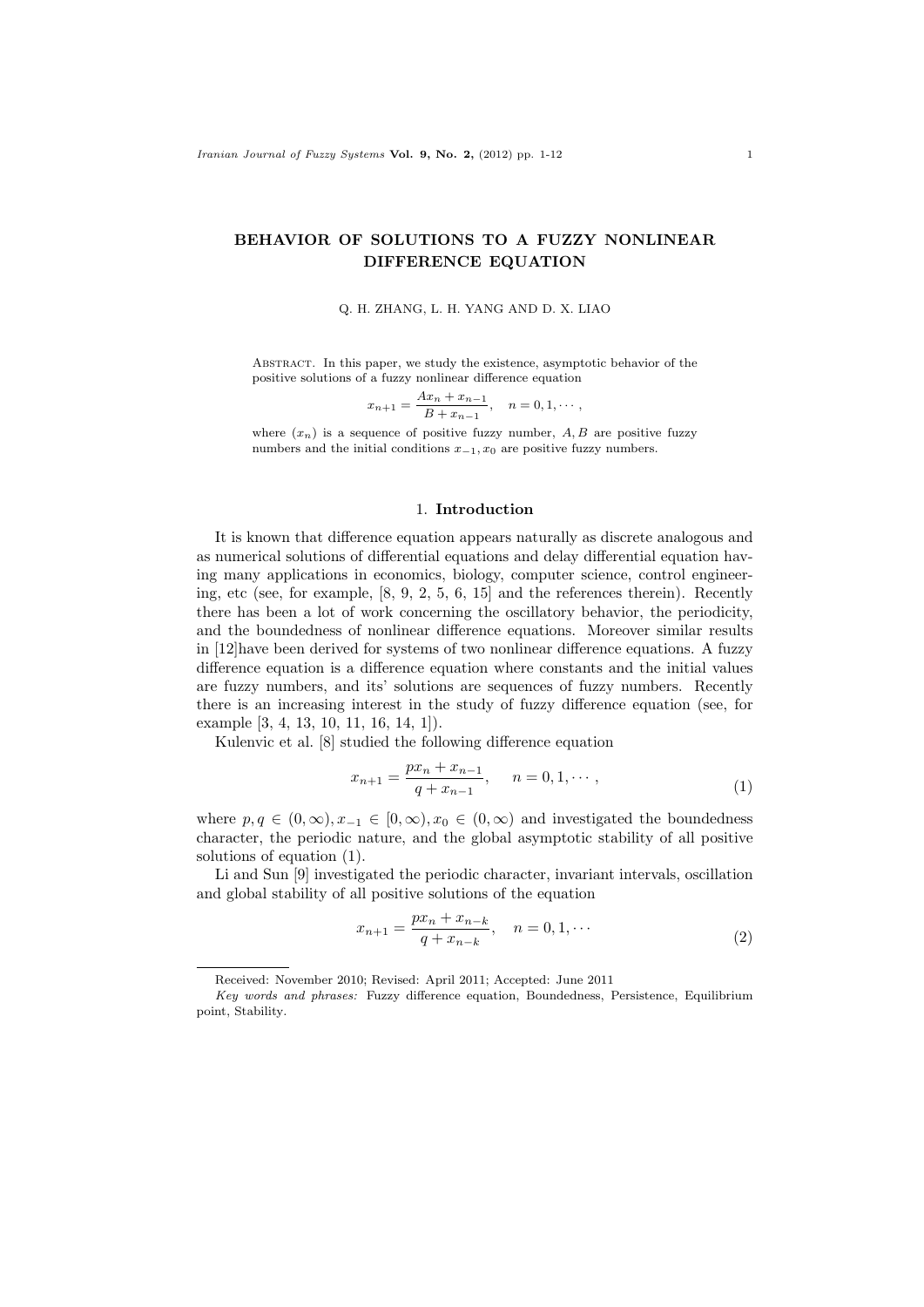# BEHAVIOR OF SOLUTIONS TO A FUZZY NONLINEAR DIFFERENCE EQUATION

Q. H. ZHANG, L. H. YANG AND D. X. LIAO

Abstract. In this paper, we study the existence, asymptotic behavior of the positive solutions of a fuzzy nonlinear difference equation

$$x_{n+1} = \frac{Ax_n + x_{n-1}}{B + x_{n-1}}, \quad n = 0, 1, \cdots,$$

where $(x_n)$ is a sequence of positive fuzzy number, $A, B$ are positive fuzzy numbers and the initial conditions $x_{-1}, x_0$ are positive fuzzy numbers.

## 1. Introduction

It is known that difference equation appears naturally as discrete analogous and as numerical solutions of differential equations and delay differential equation having many applications in economics, biology, computer science, control engineering, etc (see, for example, [8, 9, 2, 5, 6, 15] and the references therein). Recently there has been a lot of work concerning the oscillatory behavior, the periodicity, and the boundedness of nonlinear difference equations. Moreover similar results in [12]have been derived for systems of two nonlinear difference equations. A fuzzy difference equation is a difference equation where constants and the initial values are fuzzy numbers, and its' solutions are sequences of fuzzy numbers. Recently there is an increasing interest in the study of fuzzy difference equation (see, for example [3, 4, 13, 10, 11, 16, 14, 1]).

Kulenvic et al. [8] studied the following difference equation

$$x_{n+1} = \frac{px_n + x_{n-1}}{q + x_{n-1}}, \quad n = 0, 1, \cdots, \tag{1}$$

where $p, q \in (0, \infty), x_{-1} \in [0, \infty), x_0 \in (0, \infty)$ and investigated the boundedness character, the periodic nature, and the global asymptotic stability of all positive solutions of equation (1).

Li and Sun [9] investigated the periodic character, invariant intervals, oscillation and global stability of all positive solutions of the equation

$$x_{n+1} = \frac{px_n + x_{n-k}}{q + x_{n-k}}, \quad n = 0, 1, \cdots \tag{2}$$

Received: November 2010; Revised: April 2011; Accepted: June 2011

*Key words and phrases:* Fuzzy difference equation, Boundedness, Persistence, Equilibrium point, Stability.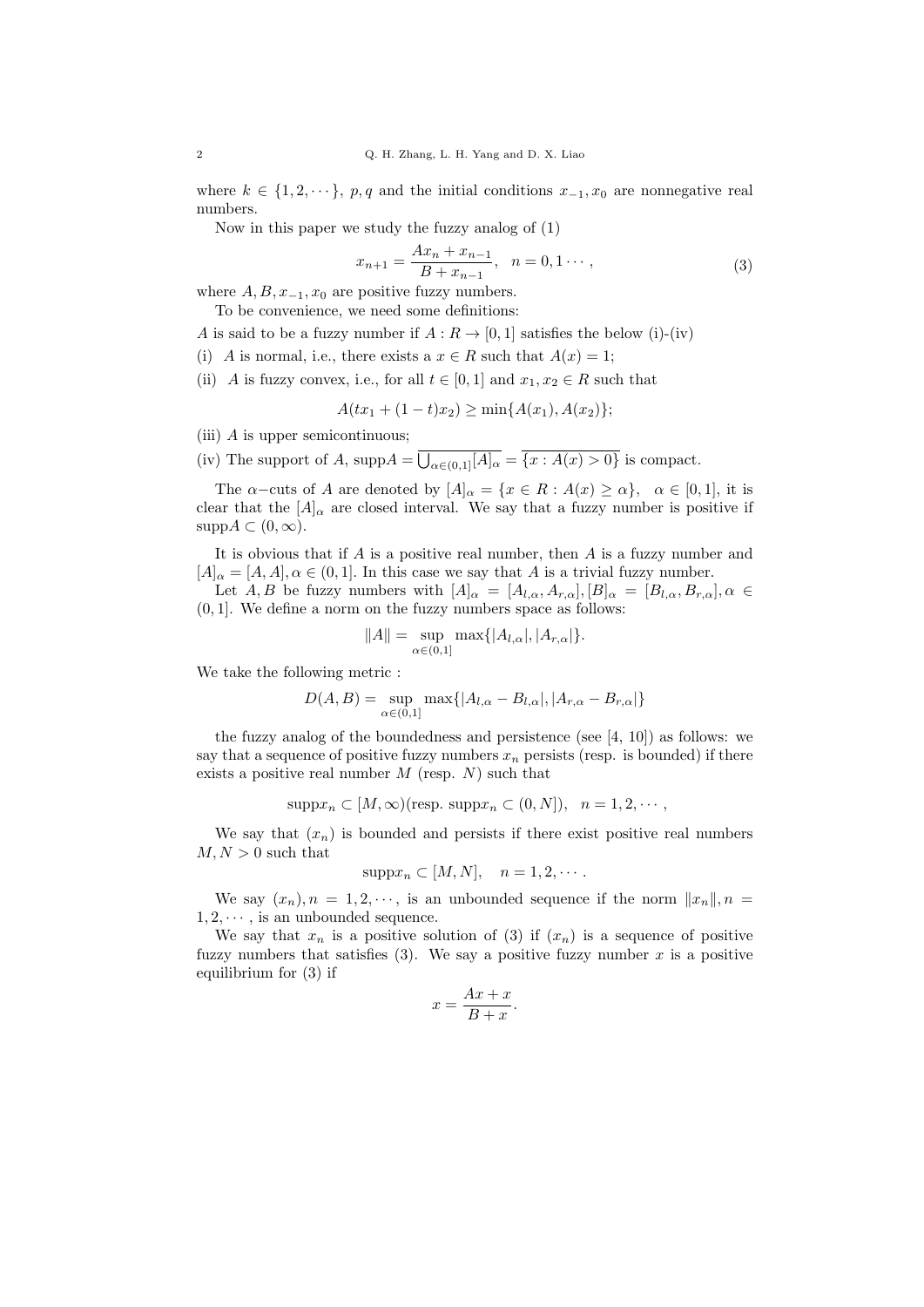where $k \in \{1, 2, \cdots\}$, $p, q$ and the initial conditions $x_{-1}, x_0$ are nonnegative real numbers.

Now in this paper we study the fuzzy analog of (1)

$$x_{n+1} = \frac{Ax_n + x_{n-1}}{B + x_{n-1}}, \quad n = 0, 1 \cdots, \tag{3}$$

where $A, B, x_{-1}, x_0$ are positive fuzzy numbers.

To be convenience, we need some definitions:

$A$ is said to be a fuzzy number if $A : R \to [0, 1]$ satisfies the below (i)-(iv)

(i) $A$ is normal, i.e., there exists a $x \in R$ such that $A(x) = 1$;

(ii) $A$ is fuzzy convex, i.e., for all $t \in [0, 1]$ and $x_1, x_2 \in R$ such that

$$A(tx_1 + (1 - t)x_2) \geq \min\{A(x_1), A(x_2)\};$$

(iii) $A$ is upper semicontinuous;

(iv) The support of $A$, $\text{supp}A = \overline{\bigcup_{\alpha \in (0,1]} [A]_\alpha} = \overline{\{x : A(x) > 0\}}$ is compact.

The $\alpha-$cuts of $A$ are denoted by $[A]_\alpha = \{x \in R : A(x) \geq \alpha\}, \quad \alpha \in [0, 1]$, it is clear that the $[A]_\alpha$ are closed interval. We say that a fuzzy number is positive if $\text{supp}A \subset (0, \infty)$.

It is obvious that if $A$ is a positive real number, then $A$ is a fuzzy number and $[A]_\alpha = [A, A], \alpha \in (0, 1]$. In this case we say that $A$ is a trivial fuzzy number.

Let $A, B$ be fuzzy numbers with $[A]_\alpha = [A_{l,\alpha}, A_{r,\alpha}], [B]_\alpha = [B_{l,\alpha}, B_{r,\alpha}], \alpha \in (0, 1]$. We define a norm on the fuzzy numbers space as follows:

$$\|A\| = \sup_{\alpha \in (0,1]} \max\{|A_{l,\alpha}|, |A_{r,\alpha}|\}.$$

We take the following metric :

$$D(A, B) = \sup_{\alpha \in (0,1]} \max\{|A_{l,\alpha} - B_{l,\alpha}|, |A_{r,\alpha} - B_{r,\alpha}|\}$$

the fuzzy analog of the boundedness and persistence (see [4, 10]) as follows: we say that a sequence of positive fuzzy numbers $x_n$ persists (resp. is bounded) if there exists a positive real number $M$ (resp. $N$) such that

$$\text{supp}x_n \subset [M, \infty)(\text{resp. supp}x_n \subset (0, N]), \quad n = 1, 2, \cdots,$$

We say that $(x_n)$ is bounded and persists if there exist positive real numbers $M, N > 0$ such that

$$\text{supp}x_n \subset [M, N], \quad n = 1, 2, \cdots.$$

We say $(x_n), n = 1, 2, \cdots$, is an unbounded sequence if the norm $\|x_n\|, n = 1, 2, \cdots$, is an unbounded sequence.

We say that $x_n$ is a positive solution of (3) if $(x_n)$ is a sequence of positive fuzzy numbers that satisfies (3). We say a positive fuzzy number $x$ is a positive equilibrium for (3) if

$$x = \frac{Ax + x}{B + x}.$$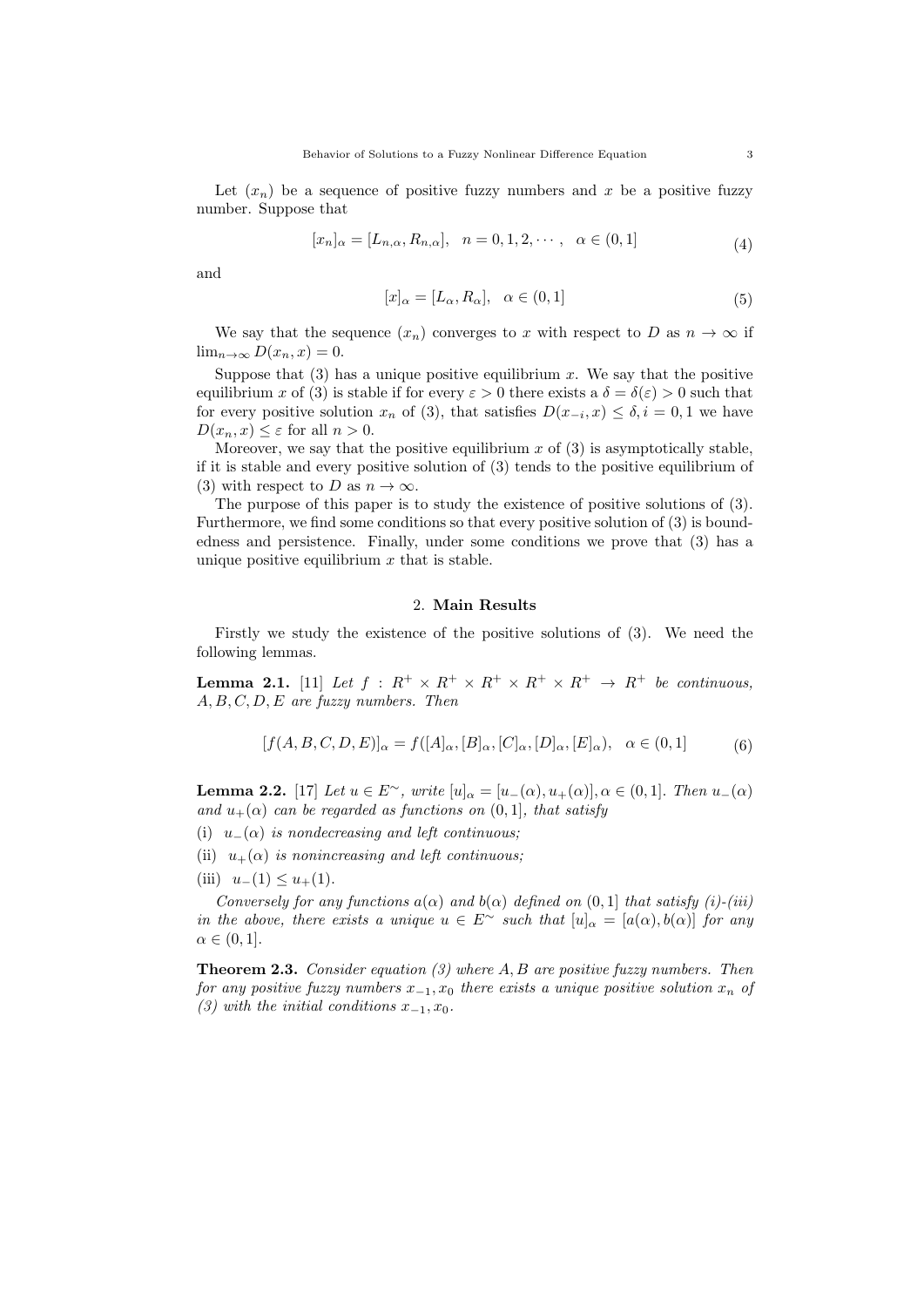Let $(x_n)$ be a sequence of positive fuzzy numbers and $x$ be a positive fuzzy number. Suppose that

$$[x_n]_\alpha = [L_{n,\alpha}, R_{n,\alpha}], \quad n = 0, 1, 2, \cdots, \quad \alpha \in (0, 1] \tag{4}$$

and

$$[x]_\alpha = [L_\alpha, R_\alpha], \quad \alpha \in (0, 1] \tag{5}$$

We say that the sequence $(x_n)$ converges to $x$ with respect to $D$ as $n \to \infty$ if $\lim_{n\to\infty} D(x_n, x) = 0$.

Suppose that (3) has a unique positive equilibrium $x$. We say that the positive equilibrium $x$ of (3) is stable if for every $\varepsilon > 0$ there exists a $\delta = \delta(\varepsilon) > 0$ such that for every positive solution $x_n$ of (3), that satisfies $D(x_{-i}, x) \leq \delta, i = 0, 1$ we have $D(x_n, x) \leq \varepsilon$ for all $n > 0$.

Moreover, we say that the positive equilibrium $x$ of (3) is asymptotically stable, if it is stable and every positive solution of (3) tends to the positive equilibrium of (3) with respect to $D$ as $n \to \infty$.

The purpose of this paper is to study the existence of positive solutions of (3). Furthermore, we find some conditions so that every positive solution of (3) is boundedness and persistence. Finally, under some conditions we prove that (3) has a unique positive equilibrium $x$ that is stable.

## 2. Main Results

Firstly we study the existence of the positive solutions of (3). We need the following lemmas.

**Lemma 2.1.** [11] *Let $f : R^+ \times R^+ \times R^+ \times R^+ \times R^+ \to R^+$ be continuous, $A, B, C, D, E$ are fuzzy numbers. Then*

$$[f(A, B, C, D, E)]_\alpha = f([A]_\alpha, [B]_\alpha, [C]_\alpha, [D]_\alpha, [E]_\alpha), \quad \alpha \in (0, 1] \tag{6}$$

**Lemma 2.2.** [17] *Let $u \in E^\sim$, write $[u]_\alpha = [u_-(\alpha), u_+(\alpha)], \alpha \in (0, 1]$. Then $u_-(\alpha)$ and $u_+(\alpha)$ can be regarded as functions on $(0, 1]$, that satisfy*

(i) *$u_-(\alpha)$ is nondecreasing and left continuous;*

(ii) *$u_+(\alpha)$ is nonincreasing and left continuous;*

(iii) *$u_-(1) \leq u_+(1)$.*

*Conversely for any functions $a(\alpha)$ and $b(\alpha)$ defined on $(0, 1]$ that satisfy (i)-(iii) in the above, there exists a unique $u \in E^\sim$ such that $[u]_\alpha = [a(\alpha), b(\alpha)]$ for any $\alpha \in (0, 1]$.*

**Theorem 2.3.** *Consider equation (3) where $A, B$ are positive fuzzy numbers. Then for any positive fuzzy numbers $x_{-1}, x_0$ there exists a unique positive solution $x_n$ of (3) with the initial conditions $x_{-1}, x_0$.*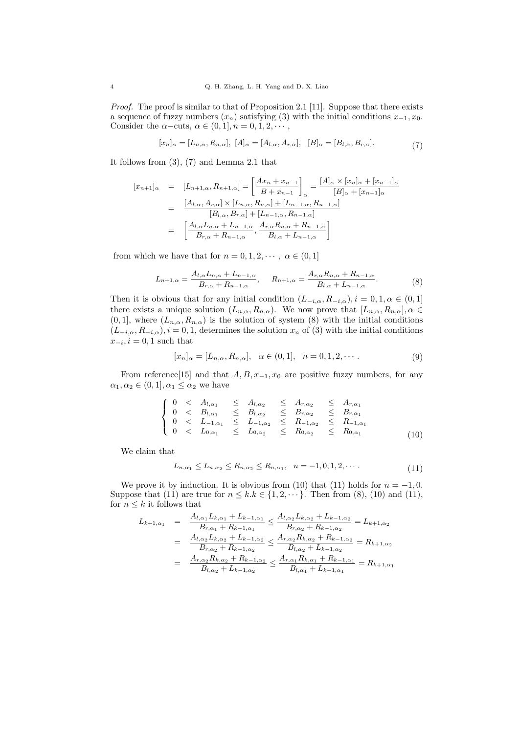*Proof.* The proof is similar to that of Proposition 2.1 [11]. Suppose that there exists a sequence of fuzzy numbers $(x_n)$ satisfying (3) with the initial conditions $x_{-1}, x_0$. Consider the $\alpha-$cuts, $\alpha \in (0,1], n = 0, 1, 2, \cdots$,

$$[x_n]_\alpha = [L_{n,\alpha}, R_{n,\alpha}],\ [A]_\alpha = [A_{l,\alpha}, A_{r,\alpha}],\ \ [B]_\alpha = [B_{l,\alpha}, B_{r,\alpha}]. \tag{7}$$

It follows from (3), (7) and Lemma 2.1 that

$$\begin{aligned}
[x_{n+1}]_\alpha &= [L_{n+1,\alpha}, R_{n+1,\alpha}] = \left[\frac{Ax_n + x_{n-1}}{B + x_{n-1}}\right]_\alpha = \frac{[A]_\alpha \times [x_n]_\alpha + [x_{n-1}]_\alpha}{[B]_\alpha + [x_{n-1}]_\alpha} \\
&= \frac{[A_{l,\alpha}, A_{r,\alpha}] \times [L_{n,\alpha}, R_{n,\alpha}] + [L_{n-1,\alpha}, R_{n-1,\alpha}]}{[B_{l,\alpha}, B_{r,\alpha}] + [L_{n-1,\alpha}, R_{n-1,\alpha}]} \\
&= \left[\frac{A_{l,\alpha} L_{n,\alpha} + L_{n-1,\alpha}}{B_{r,\alpha} + R_{n-1,\alpha}}, \frac{A_{r,\alpha} R_{n,\alpha} + R_{n-1,\alpha}}{B_{l,\alpha} + L_{n-1,\alpha}}\right]
\end{aligned}$$

from which we have that for $n = 0, 1, 2, \cdots,\ \alpha \in (0,1]$

$$L_{n+1,\alpha} = \frac{A_{l,\alpha} L_{n,\alpha} + L_{n-1,\alpha}}{B_{r,\alpha} + R_{n-1,\alpha}}, \qquad R_{n+1,\alpha} = \frac{A_{r,\alpha} R_{n,\alpha} + R_{n-1,\alpha}}{B_{l,\alpha} + L_{n-1,\alpha}}. \tag{8}$$

Then it is obvious that for any initial condition $(L_{-i,\alpha}, R_{-i,\alpha}), i = 0, 1, \alpha \in (0,1]$ there exists a unique solution $(L_{n,\alpha}, R_{n,\alpha})$. We now prove that $[L_{n,\alpha}, R_{n,\alpha}], \alpha \in (0,1]$, where $(L_{n,\alpha}, R_{n,\alpha})$ is the solution of system (8) with the initial conditions $(L_{-i,\alpha}, R_{-i,\alpha}), i = 0, 1$, determines the solution $x_n$ of (3) with the initial conditions $x_{-i}, i = 0, 1$ such that

$$[x_n]_\alpha = [L_{n,\alpha}, R_{n,\alpha}], \quad \alpha \in (0,1], \quad n = 0, 1, 2, \cdots. \tag{9}$$

From reference[15] and that $A, B, x_{-1}, x_0$ are positive fuzzy numbers, for any $\alpha_1, \alpha_2 \in (0,1], \alpha_1 \le \alpha_2$ we have

$$\begin{cases}
0 < A_{l,\alpha_1} \le A_{l,\alpha_2} \le A_{r,\alpha_2} \le A_{r,\alpha_1} \\
0 < B_{l,\alpha_1} \le B_{l,\alpha_2} \le B_{r,\alpha_2} \le B_{r,\alpha_1} \\
0 < L_{-1,\alpha_1} \le L_{-1,\alpha_2} \le R_{-1,\alpha_2} \le R_{-1,\alpha_1} \\
0 < L_{0,\alpha_1} \le L_{0,\alpha_2} \le R_{0,\alpha_2} \le R_{0,\alpha_1}
\end{cases} \tag{10}$$

We claim that

$$L_{n,\alpha_1} \le L_{n,\alpha_2} \le R_{n,\alpha_2} \le R_{n,\alpha_1}, \quad n = -1, 0, 1, 2, \cdots. \tag{11}$$

We prove it by induction. It is obvious from (10) that (11) holds for $n = -1, 0$. Suppose that (11) are true for $n \le k. k \in \{1, 2, \cdots\}$. Then from (8), (10) and (11), for $n \le k$ it follows that

$$\begin{aligned}
L_{k+1,\alpha_1} &= \frac{A_{l,\alpha_1} L_{k,\alpha_1} + L_{k-1,\alpha_1}}{B_{r,\alpha_1} + R_{k-1,\alpha_1}} \le \frac{A_{l,\alpha_2} L_{k,\alpha_2} + L_{k-1,\alpha_2}}{B_{r,\alpha_2} + R_{k-1,\alpha_2}} = L_{k+1,\alpha_2} \\
&= \frac{A_{l,\alpha_2} L_{k,\alpha_2} + L_{k-1,\alpha_2}}{B_{r,\alpha_2} + R_{k-1,\alpha_2}} \le \frac{A_{r,\alpha_2} R_{k,\alpha_2} + R_{k-1,\alpha_2}}{B_{l,\alpha_2} + L_{k-1,\alpha_2}} = R_{k+1,\alpha_2} \\
&= \frac{A_{r,\alpha_2} R_{k,\alpha_2} + R_{k-1,\alpha_2}}{B_{l,\alpha_2} + L_{k-1,\alpha_2}} \le \frac{A_{r,\alpha_1} R_{k,\alpha_1} + R_{k-1,\alpha_1}}{B_{l,\alpha_1} + L_{k-1,\alpha_1}} = R_{k+1,\alpha_1}
\end{aligned}$$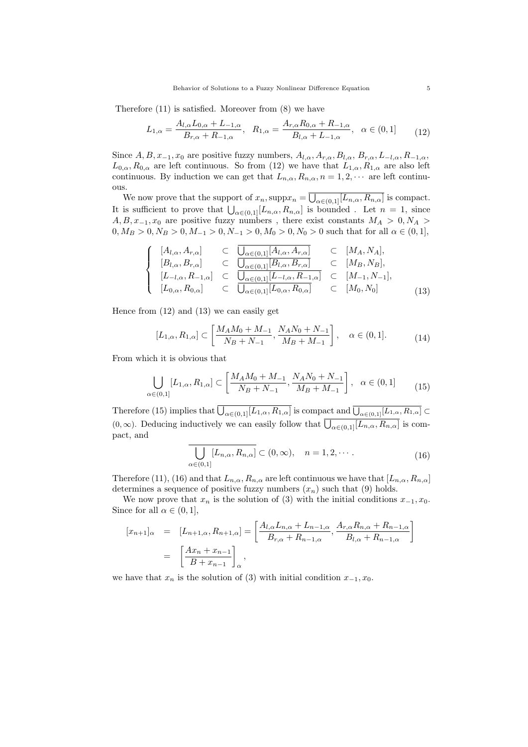Therefore (11) is satisfied. Moreover from (8) we have

$$L_{1,\alpha} = \frac{A_{l,\alpha} L_{0,\alpha} + L_{-1,\alpha}}{B_{r,\alpha} + R_{-1,\alpha}}, \quad R_{1,\alpha} = \frac{A_{r,\alpha} R_{0,\alpha} + R_{-1,\alpha}}{B_{l,\alpha} + L_{-1,\alpha}}, \quad \alpha \in (0,1] \tag{12}$$

Since $A, B, x_{-1}, x_0$ are positive fuzzy numbers, $A_{l,\alpha}, A_{r,\alpha}, B_{l,\alpha}, B_{r,\alpha}, L_{-l,\alpha}, R_{-1,\alpha}, L_{0,\alpha}, R_{0,\alpha}$ are left continuous. So from (12) we have that $L_{1,\alpha}, R_{1,\alpha}$ are also left continuous. By induction we can get that $L_{n,\alpha}, R_{n,\alpha}, n = 1, 2, \cdots$ are left continuous.

We now prove that the support of $x_n$, $\text{supp} x_n = \overline{\bigcup_{\alpha \in (0,1]} [L_{n,\alpha}, R_{n,\alpha}]}$ is compact. It is sufficient to prove that $\bigcup_{\alpha \in (0,1]} [L_{n,\alpha}, R_{n,\alpha}]$ is bounded . Let $n = 1$, since $A, B, x_{-1}, x_0$ are positive fuzzy numbers , there exist constants $M_A > 0, N_A > 0, M_B > 0, N_B > 0, M_{-1} > 0, N_{-1} > 0, M_0 > 0, N_0 > 0$ such that for all $\alpha \in (0,1]$,

$$\left\{ \begin{array}{lllll} [A_{l,\alpha}, A_{r,\alpha}] & \subset & \overline{\bigcup_{\alpha \in (0,1]} [A_{l,\alpha}, A_{r,\alpha}]} & \subset & [M_A, N_A], \\ [B_{l,\alpha}, B_{r,\alpha}] & \subset & \overline{\bigcup_{\alpha \in (0,1]} [B_{l,\alpha}, B_{r,\alpha}]} & \subset & [M_B, N_B], \\ [L_{-l,\alpha}, R_{-1,\alpha}] & \subset & \overline{\bigcup_{\alpha \in (0,1]} [L_{-l,\alpha}, R_{-1,\alpha}]} & \subset & [M_{-1}, N_{-1}], \\ [L_{0,\alpha}, R_{0,\alpha}] & \subset & \overline{\bigcup_{\alpha \in (0,1]} [L_{0,\alpha}, R_{0,\alpha}]} & \subset & [M_0, N_0] \end{array} \right. \tag{13}$$

Hence from (12) and (13) we can easily get

$$[L_{1,\alpha}, R_{1,\alpha}] \subset \left[ \frac{M_A M_0 + M_{-1}}{N_B + N_{-1}}, \frac{N_A N_0 + N_{-1}}{M_B + M_{-1}} \right], \quad \alpha \in (0,1]. \tag{14}$$

From which it is obvious that

$$\bigcup_{\alpha \in (0,1]} [L_{1,\alpha}, R_{1,\alpha}] \subset \left[ \frac{M_A M_0 + M_{-1}}{N_B + N_{-1}}, \frac{N_A N_0 + N_{-1}}{M_B + M_{-1}} \right], \quad \alpha \in (0,1] \tag{15}$$

Therefore (15) implies that $\overline{\bigcup_{\alpha \in (0,1]} [L_{1,\alpha}, R_{1,\alpha}]}$ is compact and $\overline{\bigcup_{\alpha \in (0,1]} [L_{1,\alpha}, R_{1,\alpha}]} \subset (0, \infty)$. Deducing inductively we can easily follow that $\overline{\bigcup_{\alpha \in (0,1]} [L_{n,\alpha}, R_{n,\alpha}]}$ is compact, and

$$\overline{\bigcup_{\alpha \in (0,1]} [L_{n,\alpha}, R_{n,\alpha}]} \subset (0, \infty), \quad n = 1, 2, \cdots. \tag{16}$$

Therefore (11), (16) and that $L_{n,\alpha}, R_{n,\alpha}$ are left continuous we have that $[L_{n,\alpha}, R_{n,\alpha}]$ determines a sequence of positive fuzzy numbers $(x_n)$ such that (9) holds.

We now prove that $x_n$ is the solution of (3) with the initial conditions $x_{-1}, x_0$. Since for all $\alpha \in (0,1]$,

$$\begin{aligned} [x_{n+1}]_\alpha &= [L_{n+1,\alpha}, R_{n+1,\alpha}] = \left[ \frac{A_{l,\alpha} L_{n,\alpha} + L_{n-1,\alpha}}{B_{r,\alpha} + R_{n-1,\alpha}}, \frac{A_{r,\alpha} R_{n,\alpha} + R_{n-1,\alpha}}{B_{l,\alpha} + R_{n-1,\alpha}} \right] \\ &= \left[ \frac{A x_n + x_{n-1}}{B + x_{n-1}} \right]_\alpha, \end{aligned}$$

we have that $x_n$ is the solution of (3) with initial condition $x_{-1}, x_0$.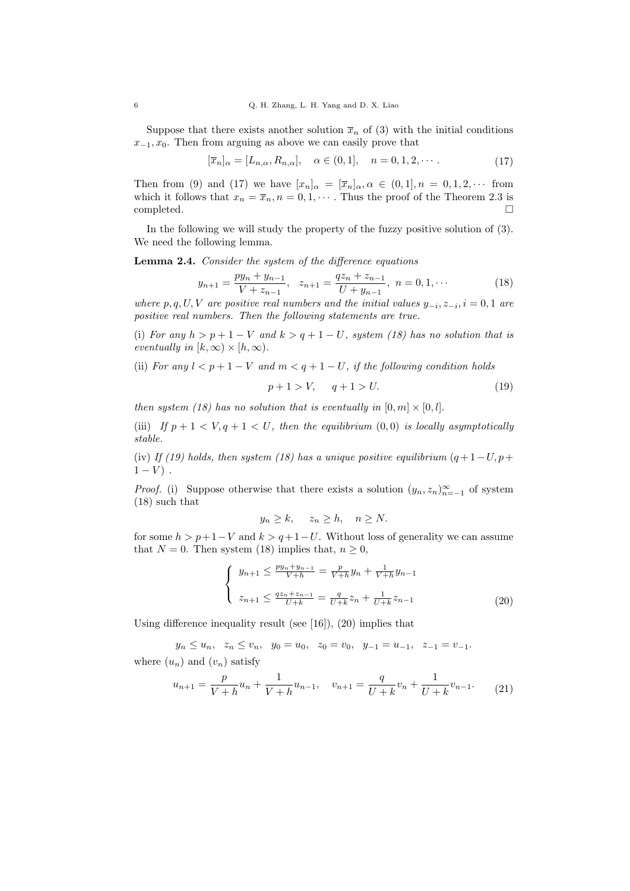Suppose that there exists another solution $\overline{x}_n$ of (3) with the initial conditions $x_{-1}, x_0$. Then from arguing as above we can easily prove that

$$[\overline{x}_n]_\alpha = [L_{n,\alpha}, R_{n,\alpha}], \quad \alpha \in (0,1], \quad n = 0, 1, 2, \cdots. \tag{17}$$

Then from (9) and (17) we have $[x_n]_\alpha = [\overline{x}_n]_\alpha, \alpha \in (0,1], n = 0, 1, 2, \cdots$ from which it follows that $x_n = \overline{x}_n, n = 0, 1, \cdots$. Thus the proof of the Theorem 2.3 is completed. $\square$

In the following we will study the property of the fuzzy positive solution of (3). We need the following lemma.

**Lemma 2.4.** *Consider the system of the difference equations*

$$y_{n+1} = \frac{py_n + y_{n-1}}{V + z_{n-1}}, \quad z_{n+1} = \frac{qz_n + z_{n-1}}{U + y_{n-1}}, \ n = 0, 1, \cdots \tag{18}$$

*where $p, q, U, V$ are positive real numbers and the initial values $y_{-i}, z_{-i}, i = 0, 1$ are positive real numbers. Then the following statements are true.*

(i) *For any $h > p + 1 - V$ and $k > q + 1 - U$, system (18) has no solution that is eventually in $[k, \infty) \times [h, \infty)$.*

(ii) *For any $l < p + 1 - V$ and $m < q + 1 - U$, if the following condition holds*

$$p + 1 > V, \quad q + 1 > U. \tag{19}$$

*then system (18) has no solution that is eventually in $[0, m] \times [0, l]$.*

(iii) *If $p + 1 < V, q + 1 < U$, then the equilibrium $(0, 0)$ is locally asymptotically stable.*

(iv) *If (19) holds, then system (18) has a unique positive equilibrium $(q + 1 - U, p + 1 - V)$ .*

*Proof.* (i) Suppose otherwise that there exists a solution $(y_n, z_n)_{n=-1}^{\infty}$ of system (18) such that

$$y_n \geq k, \quad z_n \geq h, \quad n \geq N.$$

for some $h > p+1-V$ and $k > q+1-U$. Without loss of generality we can assume that $N = 0$. Then system (18) implies that, $n \geq 0$,

$$\begin{cases} y_{n+1} \leq \frac{py_n + y_{n-1}}{V+h} = \frac{p}{V+h} y_n + \frac{1}{V+h} y_{n-1} \\ z_{n+1} \leq \frac{qz_n + z_{n-1}}{U+k} = \frac{q}{U+k} z_n + \frac{1}{U+k} z_{n-1} \end{cases} \tag{20}$$

Using difference inequality result (see [16]), (20) implies that

$$y_n \leq u_n, \quad z_n \leq v_n, \quad y_0 = u_0, \quad z_0 = v_0, \quad y_{-1} = u_{-1}, \quad z_{-1} = v_{-1}.$$

where $(u_n)$ and $(v_n)$ satisfy

$$u_{n+1} = \frac{p}{V+h} u_n + \frac{1}{V+h} u_{n-1}, \quad v_{n+1} = \frac{q}{U+k} v_n + \frac{1}{U+k} v_{n-1}. \tag{21}$$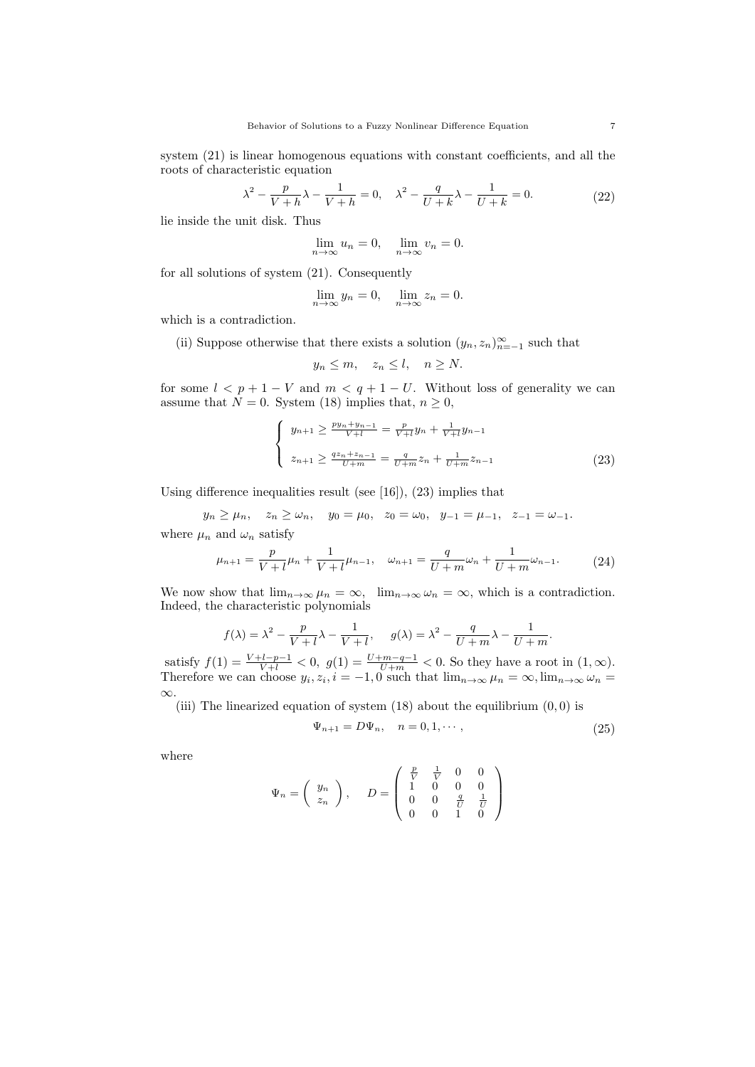system (21) is linear homogenous equations with constant coefficients, and all the roots of characteristic equation

$$\lambda^2 - \frac{p}{V+h}\lambda - \frac{1}{V+h} = 0, \quad \lambda^2 - \frac{q}{U+k}\lambda - \frac{1}{U+k} = 0. \tag{22}$$

lie inside the unit disk. Thus

$$\lim_{n\to\infty} u_n = 0, \quad \lim_{n\to\infty} v_n = 0.$$

for all solutions of system (21). Consequently

$$\lim_{n\to\infty} y_n = 0, \quad \lim_{n\to\infty} z_n = 0.$$

which is a contradiction.

(ii) Suppose otherwise that there exists a solution $(y_n, z_n)_{n=-1}^{\infty}$ such that

$$y_n \le m, \quad z_n \le l, \quad n \ge N.$$

for some $l < p + 1 - V$ and $m < q + 1 - U$. Without loss of generality we can assume that $N = 0$. System (18) implies that, $n \ge 0$,

$$\begin{cases} y_{n+1} \ge \frac{py_n + y_{n-1}}{V+l} = \frac{p}{V+l}y_n + \frac{1}{V+l}y_{n-1} \\ z_{n+1} \ge \frac{qz_n + z_{n-1}}{U+m} = \frac{q}{U+m}z_n + \frac{1}{U+m}z_{n-1} \end{cases} \tag{23}$$

Using difference inequalities result (see [16]), (23) implies that

$$y_n \ge \mu_n, \quad z_n \ge \omega_n, \quad y_0 = \mu_0, \quad z_0 = \omega_0, \quad y_{-1} = \mu_{-1}, \quad z_{-1} = \omega_{-1}.$$

where $\mu_n$ and $\omega_n$ satisfy

$$\mu_{n+1} = \frac{p}{V+l}\mu_n + \frac{1}{V+l}\mu_{n-1}, \quad \omega_{n+1} = \frac{q}{U+m}\omega_n + \frac{1}{U+m}\omega_{n-1}. \tag{24}$$

We now show that $\lim_{n\to\infty} \mu_n = \infty$, $\lim_{n\to\infty} \omega_n = \infty$, which is a contradiction. Indeed, the characteristic polynomials

$$f(\lambda) = \lambda^2 - \frac{p}{V+l}\lambda - \frac{1}{V+l}, \quad g(\lambda) = \lambda^2 - \frac{q}{U+m}\lambda - \frac{1}{U+m}.$$

satisfy $f(1) = \frac{V+l-p-1}{V+l} < 0$, $g(1) = \frac{U+m-q-1}{U+m} < 0$. So they have a root in $(1, \infty)$. Therefore we can choose $y_i, z_i, i = -1, 0$ such that $\lim_{n\to\infty} \mu_n = \infty, \lim_{n\to\infty} \omega_n = \infty$.

(iii) The linearized equation of system (18) about the equilibrium $(0, 0)$ is

$$\Psi_{n+1} = D\Psi_n, \quad n = 0, 1, \cdots, \tag{25}$$

where

$$\Psi_n = \begin{pmatrix} y_n \\ z_n \end{pmatrix}, \quad D = \begin{pmatrix} \frac{p}{V} & \frac{1}{V} & 0 & 0 \\ 1 & 0 & 0 & 0 \\ 0 & 0 & \frac{q}{U} & \frac{1}{U} \\ 0 & 0 & 1 & 0 \end{pmatrix}$$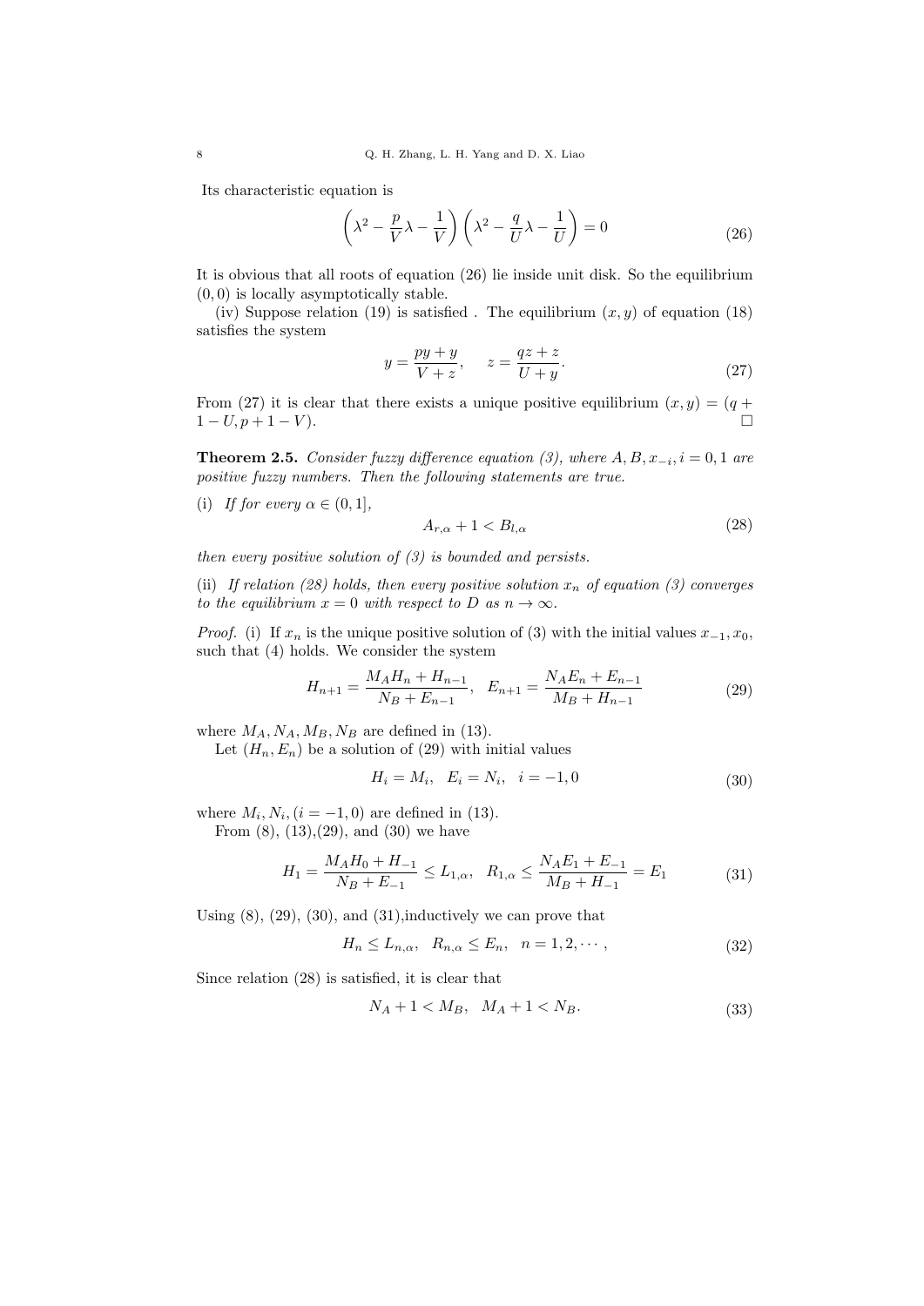Its characteristic equation is

$$\left(\lambda^2 - \frac{p}{V}\lambda - \frac{1}{V}\right)\left(\lambda^2 - \frac{q}{U}\lambda - \frac{1}{U}\right) = 0 \tag{26}$$

It is obvious that all roots of equation (26) lie inside unit disk. So the equilibrium $(0,0)$ is locally asymptotically stable.

(iv) Suppose relation (19) is satisfied . The equilibrium $(x, y)$ of equation (18) satisfies the system

$$y = \frac{py + y}{V + z}, \quad z = \frac{qz + z}{U + y}. \tag{27}$$

From (27) it is clear that there exists a unique positive equilibrium $(x, y) = (q + 1 - U, p + 1 - V)$. □

**Theorem 2.5.** *Consider fuzzy difference equation (3), where $A, B, x_{-i}, i = 0, 1$ are positive fuzzy numbers. Then the following statements are true.*

(i) *If for every $\alpha \in (0, 1]$,*

$$A_{r,\alpha} + 1 < B_{l,\alpha} \tag{28}$$

*then every positive solution of (3) is bounded and persists.*

(ii) *If relation (28) holds, then every positive solution $x_n$ of equation (3) converges to the equilibrium $x = 0$ with respect to $D$ as $n \to \infty$.*

*Proof.* (i) If $x_n$ is the unique positive solution of (3) with the initial values $x_{-1}, x_0$, such that (4) holds. We consider the system

$$H_{n+1} = \frac{M_A H_n + H_{n-1}}{N_B + E_{n-1}}, \quad E_{n+1} = \frac{N_A E_n + E_{n-1}}{M_B + H_{n-1}} \tag{29}$$

where $M_A, N_A, M_B, N_B$ are defined in (13).

Let $(H_n, E_n)$ be a solution of (29) with initial values

$$H_i = M_i, \quad E_i = N_i, \quad i = -1, 0 \tag{30}$$

where $M_i, N_i, (i = -1, 0)$ are defined in (13).

From (8), (13),(29), and (30) we have

$$H_1 = \frac{M_A H_0 + H_{-1}}{N_B + E_{-1}} \leq L_{1,\alpha}, \quad R_{1,\alpha} \leq \frac{N_A E_1 + E_{-1}}{M_B + H_{-1}} = E_1 \tag{31}$$

Using (8), (29), (30), and (31),inductively we can prove that

$$H_n \leq L_{n,\alpha}, \quad R_{n,\alpha} \leq E_n, \quad n = 1, 2, \cdots, \tag{32}$$

Since relation (28) is satisfied, it is clear that

$$N_A + 1 < M_B, \quad M_A + 1 < N_B. \tag{33}$$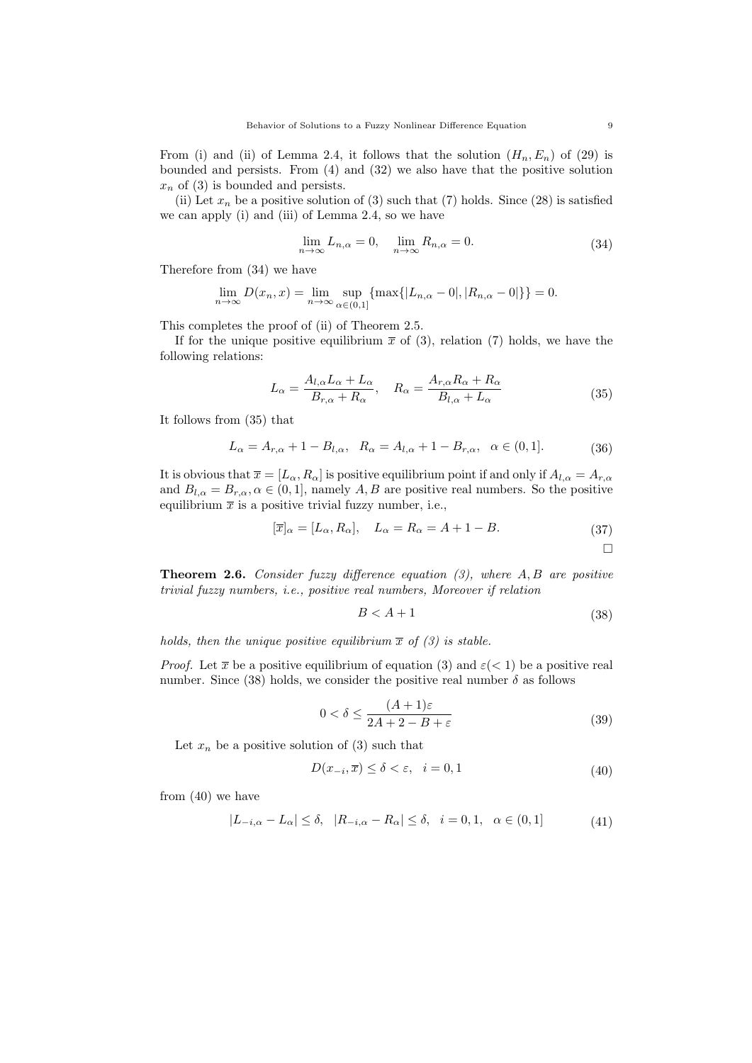From (i) and (ii) of Lemma 2.4, it follows that the solution $(H_n, E_n)$ of (29) is bounded and persists. From (4) and (32) we also have that the positive solution $x_n$ of (3) is bounded and persists.

(ii) Let $x_n$ be a positive solution of (3) such that (7) holds. Since (28) is satisfied we can apply (i) and (iii) of Lemma 2.4, so we have

$$\lim_{n\to\infty} L_{n,\alpha} = 0, \quad \lim_{n\to\infty} R_{n,\alpha} = 0. \tag{34}$$

Therefore from (34) we have

$$\lim_{n\to\infty} D(x_n, x) = \lim_{n\to\infty} \sup_{\alpha\in(0,1]} \{\max\{|L_{n,\alpha} - 0|, |R_{n,\alpha} - 0|\}\} = 0.$$

This completes the proof of (ii) of Theorem 2.5.

If for the unique positive equilibrium $\overline{x}$ of (3), relation (7) holds, we have the following relations:

$$L_\alpha = \frac{A_{l,\alpha} L_\alpha + L_\alpha}{B_{r,\alpha} + R_\alpha}, \quad R_\alpha = \frac{A_{r,\alpha} R_\alpha + R_\alpha}{B_{l,\alpha} + L_\alpha} \tag{35}$$

It follows from (35) that

$$L_\alpha = A_{r,\alpha} + 1 - B_{l,\alpha}, \quad R_\alpha = A_{l,\alpha} + 1 - B_{r,\alpha}, \quad \alpha \in (0,1]. \tag{36}$$

It is obvious that $\overline{x} = [L_\alpha, R_\alpha]$ is positive equilibrium point if and only if $A_{l,\alpha} = A_{r,\alpha}$ and $B_{l,\alpha} = B_{r,\alpha}, \alpha \in (0,1]$, namely $A, B$ are positive real numbers. So the positive equilibrium $\overline{x}$ is a positive trivial fuzzy number, i.e.,

$$[\overline{x}]_\alpha = [L_\alpha, R_\alpha], \quad L_\alpha = R_\alpha = A + 1 - B. \tag{37}$$

□

**Theorem 2.6.** *Consider fuzzy difference equation (3), where $A, B$ are positive trivial fuzzy numbers, i.e., positive real numbers, Moreover if relation*

$$B < A + 1 \tag{38}$$

*holds, then the unique positive equilibrium $\overline{x}$ of (3) is stable.*

*Proof.* Let $\overline{x}$ be a positive equilibrium of equation (3) and $\varepsilon(< 1)$ be a positive real number. Since (38) holds, we consider the positive real number $\delta$ as follows

$$0 < \delta \leq \frac{(A+1)\varepsilon}{2A + 2 - B + \varepsilon} \tag{39}$$

Let $x_n$ be a positive solution of (3) such that

$$D(x_{-i}, \overline{x}) \leq \delta < \varepsilon, \quad i = 0, 1 \tag{40}$$

from (40) we have

$$|L_{-i,\alpha} - L_\alpha| \leq \delta, \quad |R_{-i,\alpha} - R_\alpha| \leq \delta, \quad i = 0, 1, \quad \alpha \in (0,1] \tag{41}$$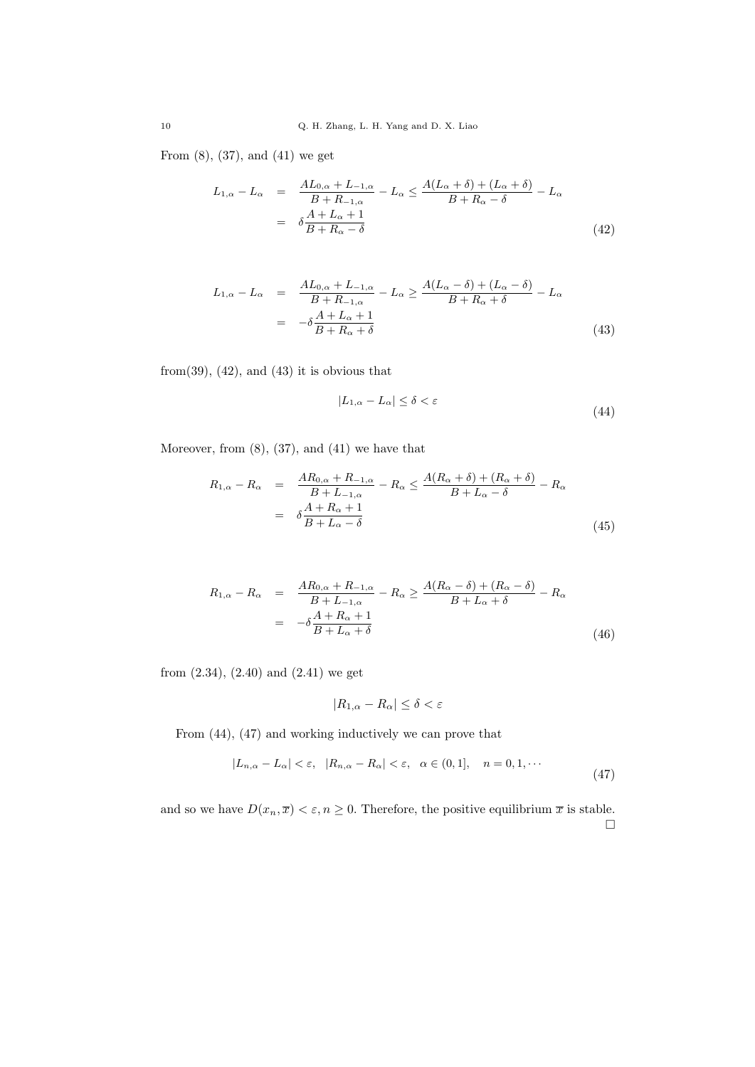From (8), (37), and (41) we get

$$
\begin{aligned}
L_{1,\alpha} - L_\alpha &= \frac{AL_{0,\alpha} + L_{-1,\alpha}}{B + R_{-1,\alpha}} - L_\alpha \leq \frac{A(L_\alpha + \delta) + (L_\alpha + \delta)}{B + R_\alpha - \delta} - L_\alpha \\
&= \delta \frac{A + L_\alpha + 1}{B + R_\alpha - \delta}
\end{aligned} \tag{42}
$$

$$
\begin{aligned}
L_{1,\alpha} - L_\alpha &= \frac{AL_{0,\alpha} + L_{-1,\alpha}}{B + R_{-1,\alpha}} - L_\alpha \geq \frac{A(L_\alpha - \delta) + (L_\alpha - \delta)}{B + R_\alpha + \delta} - L_\alpha \\
&= -\delta \frac{A + L_\alpha + 1}{B + R_\alpha + \delta}
\end{aligned} \tag{43}
$$

from(39), (42), and (43) it is obvious that

$$
|L_{1,\alpha} - L_\alpha| \leq \delta < \varepsilon \tag{44}
$$

Moreover, from (8), (37), and (41) we have that

$$
\begin{aligned}
R_{1,\alpha} - R_\alpha &= \frac{AR_{0,\alpha} + R_{-1,\alpha}}{B + L_{-1,\alpha}} - R_\alpha \leq \frac{A(R_\alpha + \delta) + (R_\alpha + \delta)}{B + L_\alpha - \delta} - R_\alpha \\
&= \delta \frac{A + R_\alpha + 1}{B + L_\alpha - \delta}
\end{aligned} \tag{45}
$$

$$
\begin{aligned}
R_{1,\alpha} - R_\alpha &= \frac{AR_{0,\alpha} + R_{-1,\alpha}}{B + L_{-1,\alpha}} - R_\alpha \geq \frac{A(R_\alpha - \delta) + (R_\alpha - \delta)}{B + L_\alpha + \delta} - R_\alpha \\
&= -\delta \frac{A + R_\alpha + 1}{B + L_\alpha + \delta}
\end{aligned} \tag{46}
$$

from (2.34), (2.40) and (2.41) we get

$$
|R_{1,\alpha} - R_\alpha| \leq \delta < \varepsilon
$$

From (44), (47) and working inductively we can prove that

$$
|L_{n,\alpha} - L_\alpha| < \varepsilon, \quad |R_{n,\alpha} - R_\alpha| < \varepsilon, \quad \alpha \in (0,1], \quad n = 0, 1, \cdots \tag{47}
$$

and so we have $D(x_n, \overline{x}) < \varepsilon, n \geq 0$. Therefore, the positive equilibrium $\overline{x}$ is stable. □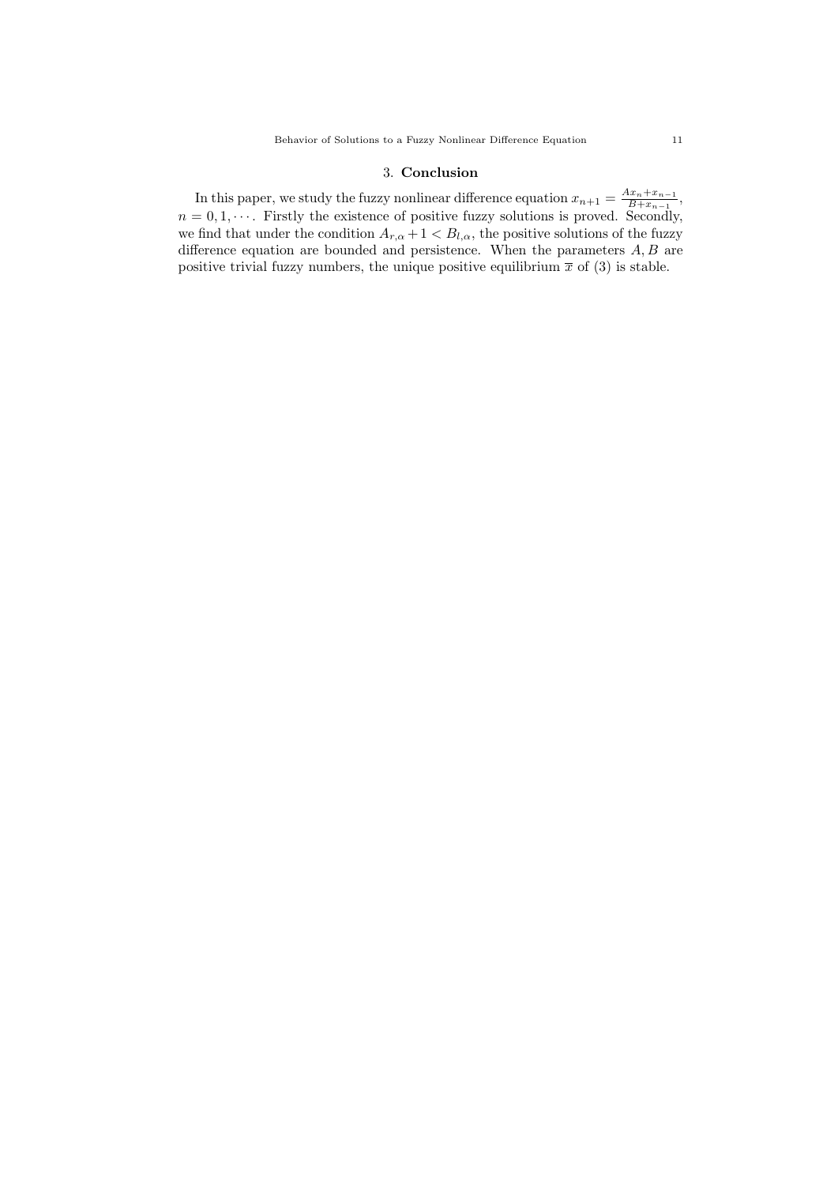## 3. **Conclusion**

In this paper, we study the fuzzy nonlinear difference equation $x_{n+1} = \frac{Ax_n + x_{n-1}}{B + x_{n-1}}$, $n = 0, 1, \cdots$. Firstly the existence of positive fuzzy solutions is proved. Secondly, we find that under the condition $A_{r,\alpha} + 1 < B_{l,\alpha}$, the positive solutions of the fuzzy difference equation are bounded and persistence. When the parameters $A, B$ are positive trivial fuzzy numbers, the unique positive equilibrium $\overline{x}$ of (3) is stable.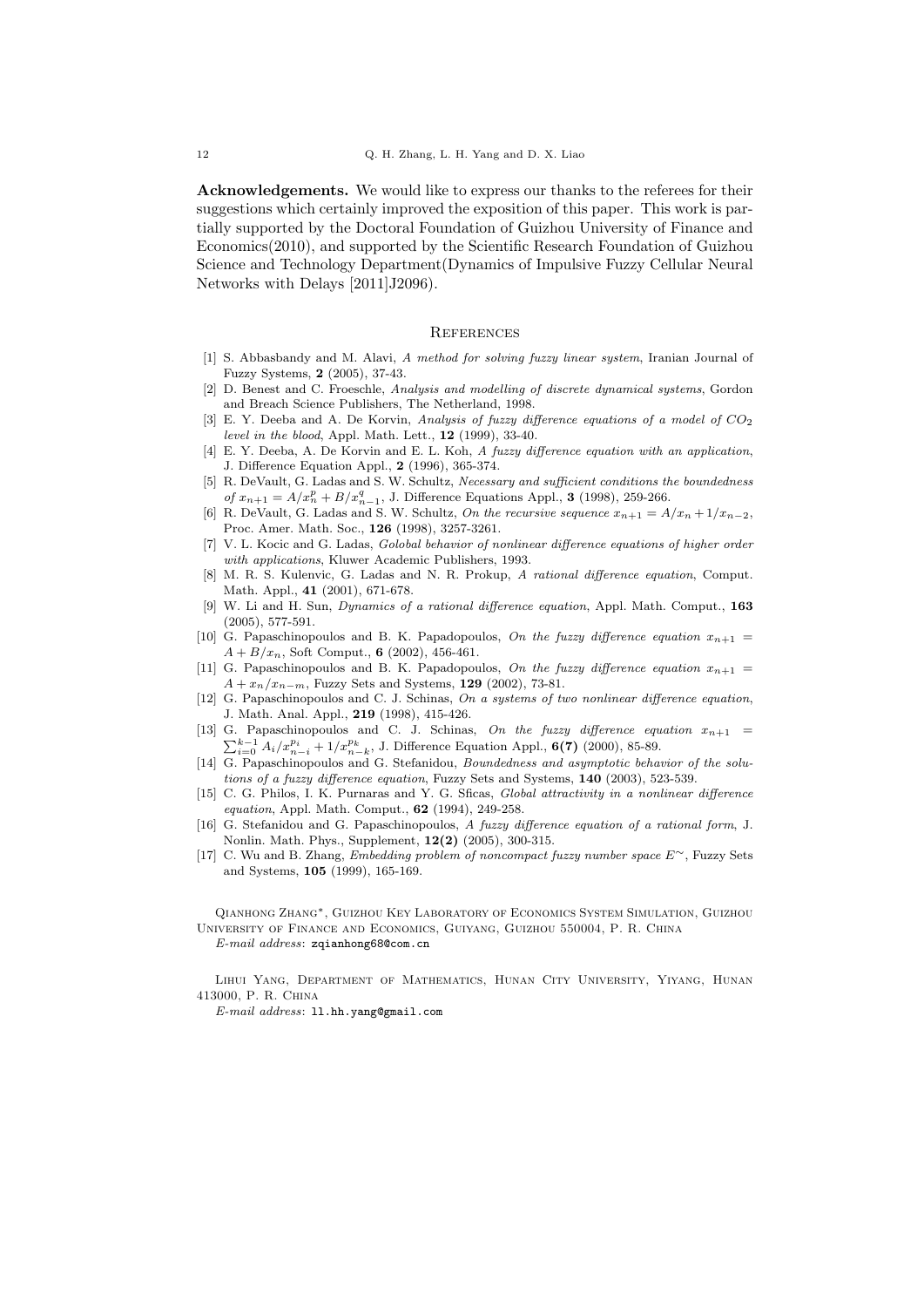**Acknowledgements.** We would like to express our thanks to the referees for their suggestions which certainly improved the exposition of this paper. This work is partially supported by the Doctoral Foundation of Guizhou University of Finance and Economics(2010), and supported by the Scientific Research Foundation of Guizhou Science and Technology Department(Dynamics of Impulsive Fuzzy Cellular Neural Networks with Delays [2011]J2096).

## References

[1] S. Abbasbandy and M. Alavi, *A method for solving fuzzy linear system*, Iranian Journal of Fuzzy Systems, **2** (2005), 37-43.

[2] D. Benest and C. Froeschle, *Analysis and modelling of discrete dynamical systems*, Gordon and Breach Science Publishers, The Netherland, 1998.

[3] E. Y. Deeba and A. De Korvin, *Analysis of fuzzy difference equations of a model of $CO_2$ level in the blood*, Appl. Math. Lett., **12** (1999), 33-40.

[4] E. Y. Deeba, A. De Korvin and E. L. Koh, *A fuzzy difference equation with an application*, J. Difference Equation Appl., **2** (1996), 365-374.

[5] R. DeVault, G. Ladas and S. W. Schultz, *Necessary and sufficient conditions the boundedness of $x_{n+1} = A/x_n^p + B/x_{n-1}^q$*, J. Difference Equations Appl., **3** (1998), 259-266.

[6] R. DeVault, G. Ladas and S. W. Schultz, *On the recursive sequence $x_{n+1} = A/x_n + 1/x_{n-2}$*, Proc. Amer. Math. Soc., **126** (1998), 3257-3261.

[7] V. L. Kocic and G. Ladas, *Golobal behavior of nonlinear difference equations of higher order with applications*, Kluwer Academic Publishers, 1993.

[8] M. R. S. Kulenvic, G. Ladas and N. R. Prokup, *A rational difference equation*, Comput. Math. Appl., **41** (2001), 671-678.

[9] W. Li and H. Sun, *Dynamics of a rational difference equation*, Appl. Math. Comput., **163** (2005), 577-591.

[10] G. Papaschinopoulos and B. K. Papadopoulos, *On the fuzzy difference equation $x_{n+1} = A + B/x_n$*, Soft Comput., **6** (2002), 456-461.

[11] G. Papaschinopoulos and B. K. Papadopoulos, *On the fuzzy difference equation $x_{n+1} = A + x_n/x_{n-m}$*, Fuzzy Sets and Systems, **129** (2002), 73-81.

[12] G. Papaschinopoulos and C. J. Schinas, *On a systems of two nonlinear difference equation*, J. Math. Anal. Appl., **219** (1998), 415-426.

[13] G. Papaschinopoulos and C. J. Schinas, *On the fuzzy difference equation $x_{n+1} = \sum_{i=0}^{k-1} A_i/x_{n-i}^{p_i} + 1/x_{n-k}^{p_k}$*, J. Difference Equation Appl., **6(7)** (2000), 85-89.

[14] G. Papaschinopoulos and G. Stefanidou, *Boundedness and asymptotic behavior of the solutions of a fuzzy difference equation*, Fuzzy Sets and Systems, **140** (2003), 523-539.

[15] C. G. Philos, I. K. Purnaras and Y. G. Sficas, *Global attractivity in a nonlinear difference equation*, Appl. Math. Comput., **62** (1994), 249-258.

[16] G. Stefanidou and G. Papaschinopoulos, *A fuzzy difference equation of a rational form*, J. Nonlin. Math. Phys., Supplement, **12(2)** (2005), 300-315.

[17] C. Wu and B. Zhang, *Embedding problem of noncompact fuzzy number space $E^{\sim}$*, Fuzzy Sets and Systems, **105** (1999), 165-169.

Qianhong Zhang*, Guizhou Key Laboratory of Economics System Simulation, Guizhou University of Finance and Economics, Guiyang, Guizhou 550004, P. R. China

*E-mail address*: zqianhong68@com.cn

Lihui Yang, Department of Mathematics, Hunan City University, Yiyang, Hunan 413000, P. R. China

*E-mail address*: ll.hh.yang@gmail.com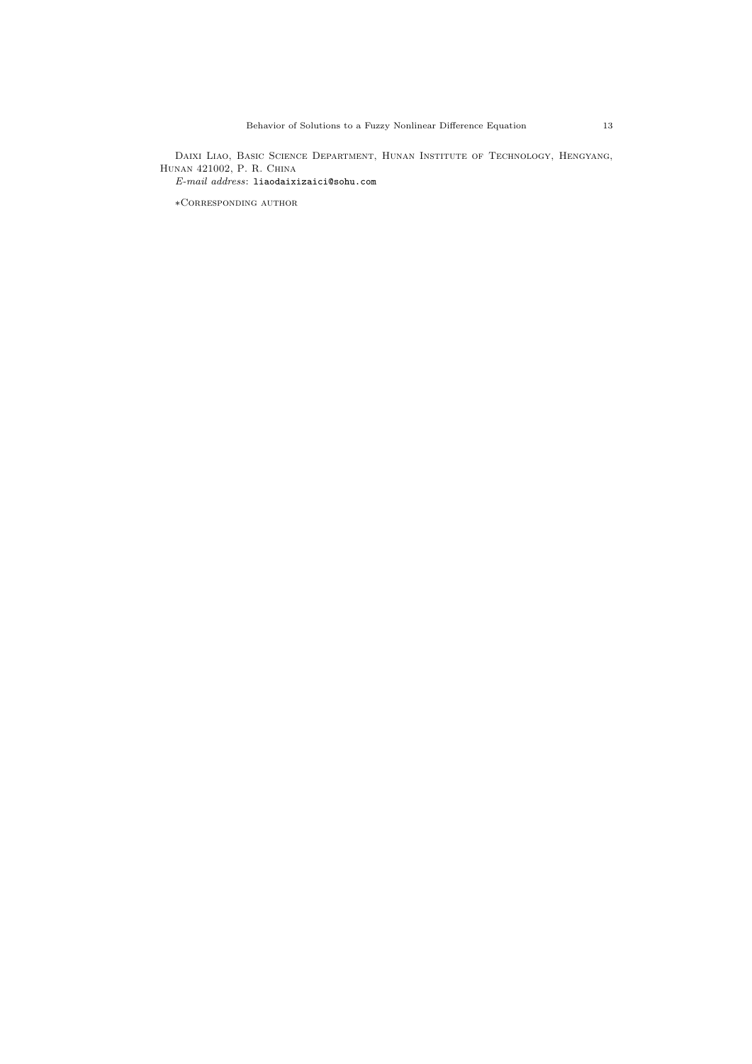Daixi Liao, Basic Science Department, Hunan Institute of Technology, Hengyang, Hunan 421002, P. R. China

*E-mail address*: liaodaixizaici@sohu.com

∗Corresponding author